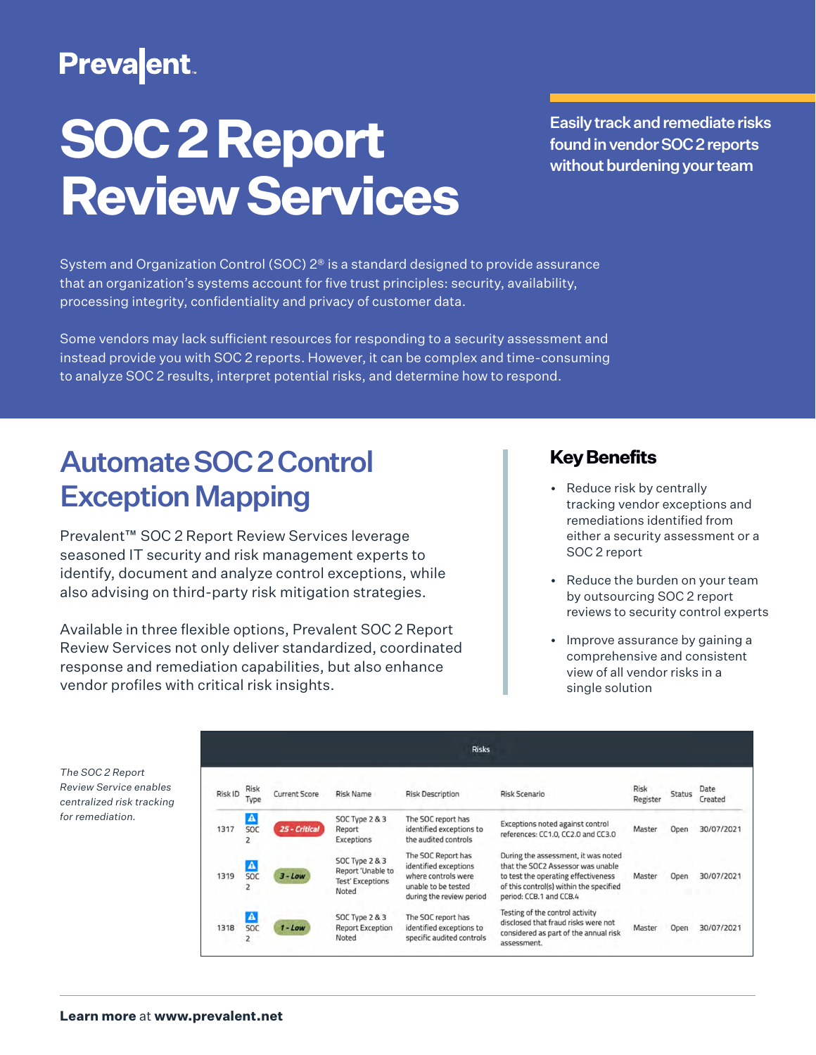Prevalent

# SOC 2 Report Review Services

**Easily track and remediate risks found in vendor SOC 2 reports without burdening your team**

System and Organization Control (SOC) 2® is a standard designed to provide assurance that an organization's systems account for five trust principles: security, availability, processing integrity, confidentiality and privacy of customer data.

Some vendors may lack sufficient resources for responding to a security assessment and instead provide you with SOC 2 reports. However, it can be complex and time-consuming to analyze SOC 2 results, interpret potential risks, and determine how to respond.

## Automate SOC 2 Control Exception Mapping

Prevalent™ SOC 2 Report Review Services leverage seasoned IT security and risk management experts to identify, document and analyze control exceptions, while also advising on third-party risk mitigation strategies.

Available in three flexible options, Prevalent SOC 2 Report Review Services not only deliver standardized, coordinated response and remediation capabilities, but also enhance vendor profiles with critical risk insights.

## Key Benefits

- Reduce risk by centrally tracking vendor exceptions and remediations identified from either a security assessment or a SOC 2 report
- Reduce the burden on your team by outsourcing SOC 2 report reviews to security control experts
- Improve assurance by gaining a comprehensive and consistent view of all vendor risks in a single solution

*The SOC 2 Report Review Service enables centralized risk tracking for remediation.*

**Risks**

| Risk ID | Risk Type | Current Score | Risk Name | Risk Description | Risk Scenario | Risk Register | Status | Date Created |
|---|---|---|---|---|---|---|---|---|
| 1317 | SOC 2 | 25 - Critical | SOC Type 2 & 3 Report Exceptions | The SOC report has identified exceptions to the audited controls | Exceptions noted against control references: CC1.0, CC2.0 and CC3.0 | Master | Open | 30/07/2021 |
| 1319 | SOC 2 | 3 - Low | SOC Type 2 & 3 Report 'Unable to Test' Exceptions Noted | The SOC Report has identified exceptions where controls were unable to be tested during the review period | During the assessment, it was noted that the SOC2 Assessor was unable to test the operating effectiveness of this control(s) within the specified period: CC8.1 and CC8.4 | Master | Open | 30/07/2021 |
| 1318 | SOC 2 | 1 - Low | SOC Type 2 & 3 Report Exception Noted | The SOC report has identified exceptions to specific audited controls | Testing of the control activity disclosed that fraud risks were not considered as part of the annual risk assessment. | Master | Open | 30/07/2021 |

**Learn more** at **www.prevalent.net**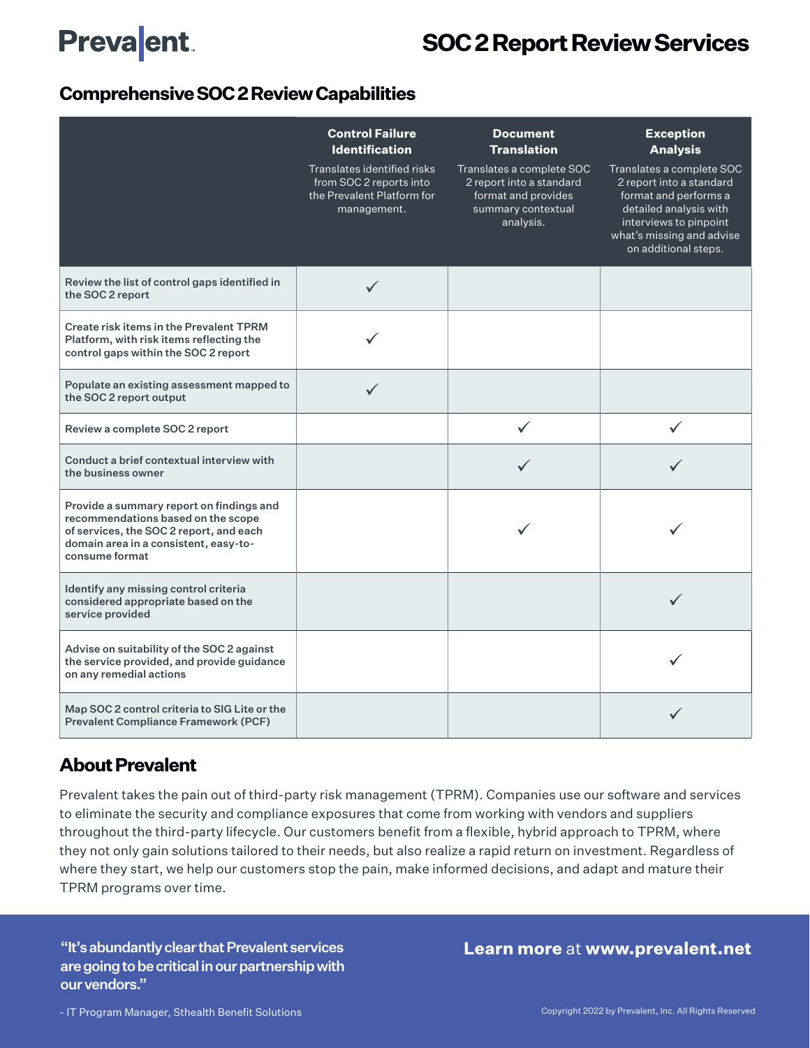# SOC 2 Report Review Services

## Comprehensive SOC 2 Review Capabilities

| | **Control Failure Identification**<br>Translates identified risks from SOC 2 reports into the Prevalent Platform for management. | **Document Translation**<br>Translates a complete SOC 2 report into a standard format and provides summary contextual analysis. | **Exception Analysis**<br>Translates a complete SOC 2 report into a standard format and performs a detailed analysis with interviews to pinpoint what's missing and advise on additional steps. |
|---|---|---|---|
| Review the list of control gaps identified in the SOC 2 report | ✓ | | |
| Create risk items in the Prevalent TPRM Platform, with risk items reflecting the control gaps within the SOC 2 report | ✓ | | |
| Populate an existing assessment mapped to the SOC 2 report output | ✓ | | |
| Review a complete SOC 2 report | | ✓ | ✓ |
| Conduct a brief contextual interview with the business owner | | ✓ | ✓ |
| Provide a summary report on findings and recommendations based on the scope of services, the SOC 2 report, and each domain area in a consistent, easy-to-consume format | | ✓ | ✓ |
| Identify any missing control criteria considered appropriate based on the service provided | | | ✓ |
| Advise on suitability of the SOC 2 against the service provided, and provide guidance on any remedial actions | | | ✓ |
| Map SOC 2 control criteria to SIG Lite or the Prevalent Compliance Framework (PCF) | | | ✓ |

## About Prevalent

Prevalent takes the pain out of third-party risk management (TPRM). Companies use our software and services to eliminate the security and compliance exposures that come from working with vendors and suppliers throughout the third-party lifecycle. Our customers benefit from a flexible, hybrid approach to TPRM, where they not only gain solutions tailored to their needs, but also realize a rapid return on investment. Regardless of where they start, we help our customers stop the pain, make informed decisions, and adapt and mature their TPRM programs over time.

**"It's abundantly clear that Prevalent services are going to be critical in our partnership with our vendors."**

- IT Program Manager, Sthealth Benefit Solutions

**Learn more** at **www.prevalent.net**

Copyright 2022 by Prevalent, Inc. All Rights Reserved